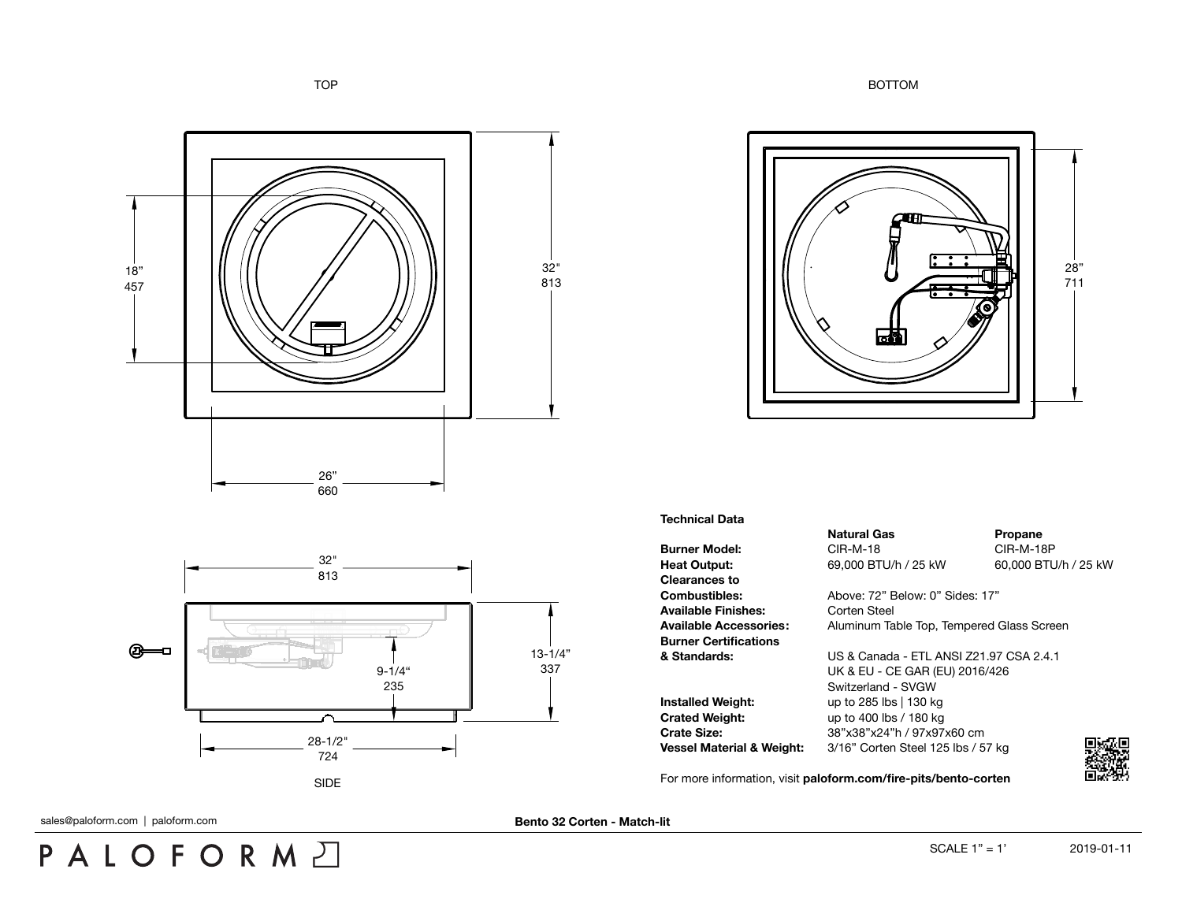TOP

18"
457

32"
813

26"
660

BOTTOM

28"
711

32"
813

13-1/4"
337

9-1/4"
235

28-1/2"
724

SIDE

**Technical Data**

| | Natural Gas | Propane |
|---|---|---|
| **Burner Model:** | CIR-M-18 | CIR-M-18P |
| **Heat Output:** | 69,000 BTU/h / 25 kW | 60,000 BTU/h / 25 kW |
| **Clearances to Combustibles:** | Above: 72" Below: 0" Sides: 17" | |
| **Available Finishes:** | Corten Steel | |
| **Available Accessories:** | Aluminum Table Top, Tempered Glass Screen | |
| **Burner Certifications & Standards:** | US & Canada - ETL ANSI Z21.97 CSA 2.4.1<br>UK & EU - CE GAR (EU) 2016/426<br>Switzerland - SVGW | |
| **Installed Weight:** | up to 285 lbs \| 130 kg | |
| **Crated Weight:** | up to 400 lbs / 180 kg | |
| **Crate Size:** | 38"x38"x24"h / 97x97x60 cm | |
| **Vessel Material & Weight:** | 3/16" Corten Steel 125 lbs / 57 kg | |

For more information, visit **paloform.com/fire-pits/bento-corten**

sales@paloform.com | paloform.com

**Bento 32 Corten - Match-lit**

PALOFORM

SCALE 1" = 1'

2019-01-11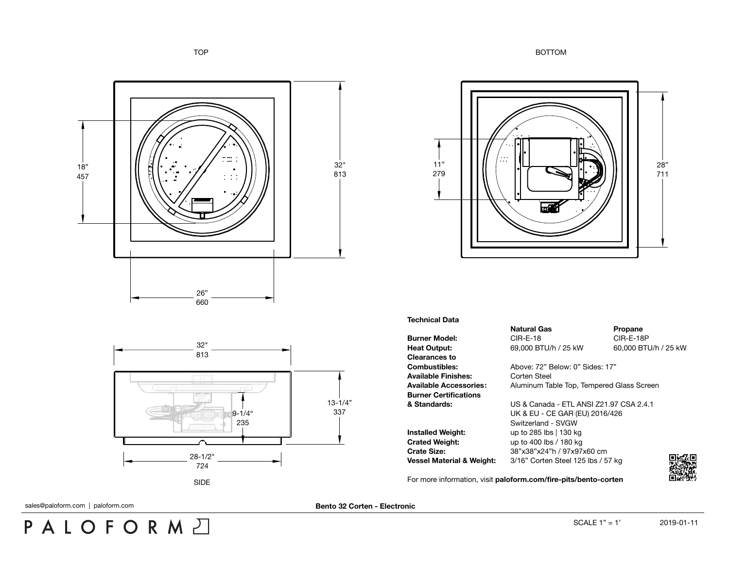TOP

18"
457

32"
813

26"
660

BOTTOM

11"
279

28"
711

32"
813

13-1/4"
337

9-1/4"
235

28-1/2"
724

SIDE

**Technical Data**

| | **Natural Gas** | **Propane** |
|---|---|---|
| **Burner Model:** | CIR-E-18 | CIR-E-18P |
| **Heat Output:** | 69,000 BTU/h / 25 kW | 60,000 BTU/h / 25 kW |
| **Clearances to Combustibles:** | Above: 72" Below: 0" Sides: 17" | |
| **Available Finishes:** | Corten Steel | |
| **Available Accessories:** | Aluminum Table Top, Tempered Glass Screen | |
| **Burner Certifications & Standards:** | US & Canada - ETL ANSI Z21.97 CSA 2.4.1<br>UK & EU - CE GAR (EU) 2016/426<br>Switzerland - SVGW | |
| **Installed Weight:** | up to 285 lbs \| 130 kg | |
| **Crated Weight:** | up to 400 lbs / 180 kg | |
| **Crate Size:** | 38"x38"x24"h / 97x97x60 cm | |
| **Vessel Material & Weight:** | 3/16" Corten Steel 125 lbs / 57 kg | |

For more information, visit **paloform.com/fire-pits/bento-corten**

sales@paloform.com | paloform.com

**Bento 32 Corten - Electronic**

PALOFORM

SCALE 1" = 1'

2019-01-11